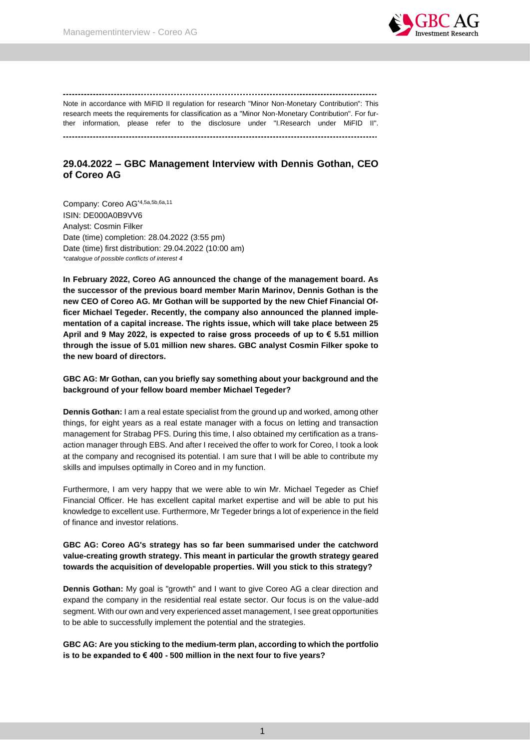---

Note in accordance with MiFID II regulation for research "Minor Non-Monetary Contribution": This research meets the requirements for classification as a "Minor Non-Monetary Contribution". For further information, please refer to the disclosure under "I.Research under MiFID II".

---

## 29.04.2022 – GBC Management Interview with Dennis Gothan, CEO of Coreo AG

Company: Coreo AG*4,5a,5b,6a,11
ISIN: DE000A0B9VV6
Analyst: Cosmin Filker
Date (time) completion: 28.04.2022 (3:55 pm)
Date (time) first distribution: 29.04.2022 (10:00 am)
*catalogue of possible conflicts of interest 4*

**In February 2022, Coreo AG announced the change of the management board. As the successor of the previous board member Marin Marinov, Dennis Gothan is the new CEO of Coreo AG. Mr Gothan will be supported by the new Chief Financial Officer Michael Tegeder. Recently, the company also announced the planned implementation of a capital increase. The rights issue, which will take place between 25 April and 9 May 2022, is expected to raise gross proceeds of up to € 5.51 million through the issue of 5.01 million new shares. GBC analyst Cosmin Filker spoke to the new board of directors.**

**GBC AG: Mr Gothan, can you briefly say something about your background and the background of your fellow board member Michael Tegeder?**

**Dennis Gothan:** I am a real estate specialist from the ground up and worked, among other things, for eight years as a real estate manager with a focus on letting and transaction management for Strabag PFS. During this time, I also obtained my certification as a transaction manager through EBS. And after I received the offer to work for Coreo, I took a look at the company and recognised its potential. I am sure that I will be able to contribute my skills and impulses optimally in Coreo and in my function.

Furthermore, I am very happy that we were able to win Mr. Michael Tegeder as Chief Financial Officer. He has excellent capital market expertise and will be able to put his knowledge to excellent use. Furthermore, Mr Tegeder brings a lot of experience in the field of finance and investor relations.

**GBC AG: Coreo AG's strategy has so far been summarised under the catchword value-creating growth strategy. This meant in particular the growth strategy geared towards the acquisition of developable properties. Will you stick to this strategy?**

**Dennis Gothan:** My goal is "growth" and I want to give Coreo AG a clear direction and expand the company in the residential real estate sector. Our focus is on the value-add segment. With our own and very experienced asset management, I see great opportunities to be able to successfully implement the potential and the strategies.

**GBC AG: Are you sticking to the medium-term plan, according to which the portfolio is to be expanded to € 400 - 500 million in the next four to five years?**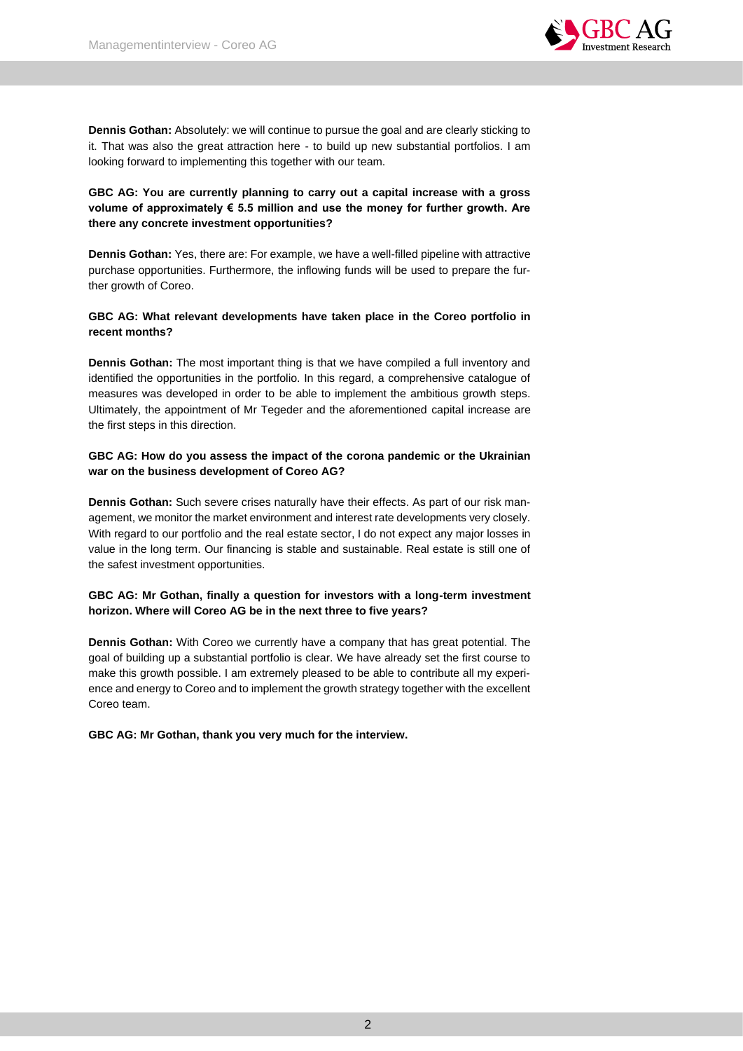**Dennis Gothan:** Absolutely: we will continue to pursue the goal and are clearly sticking to it. That was also the great attraction here - to build up new substantial portfolios. I am looking forward to implementing this together with our team.

**GBC AG: You are currently planning to carry out a capital increase with a gross volume of approximately € 5.5 million and use the money for further growth. Are there any concrete investment opportunities?**

**Dennis Gothan:** Yes, there are: For example, we have a well-filled pipeline with attractive purchase opportunities. Furthermore, the inflowing funds will be used to prepare the further growth of Coreo.

**GBC AG: What relevant developments have taken place in the Coreo portfolio in recent months?**

**Dennis Gothan:** The most important thing is that we have compiled a full inventory and identified the opportunities in the portfolio. In this regard, a comprehensive catalogue of measures was developed in order to be able to implement the ambitious growth steps. Ultimately, the appointment of Mr Tegeder and the aforementioned capital increase are the first steps in this direction.

**GBC AG: How do you assess the impact of the corona pandemic or the Ukrainian war on the business development of Coreo AG?**

**Dennis Gothan:** Such severe crises naturally have their effects. As part of our risk management, we monitor the market environment and interest rate developments very closely. With regard to our portfolio and the real estate sector, I do not expect any major losses in value in the long term. Our financing is stable and sustainable. Real estate is still one of the safest investment opportunities.

**GBC AG: Mr Gothan, finally a question for investors with a long-term investment horizon. Where will Coreo AG be in the next three to five years?**

**Dennis Gothan:** With Coreo we currently have a company that has great potential. The goal of building up a substantial portfolio is clear. We have already set the first course to make this growth possible. I am extremely pleased to be able to contribute all my experience and energy to Coreo and to implement the growth strategy together with the excellent Coreo team.

**GBC AG: Mr Gothan, thank you very much for the interview.**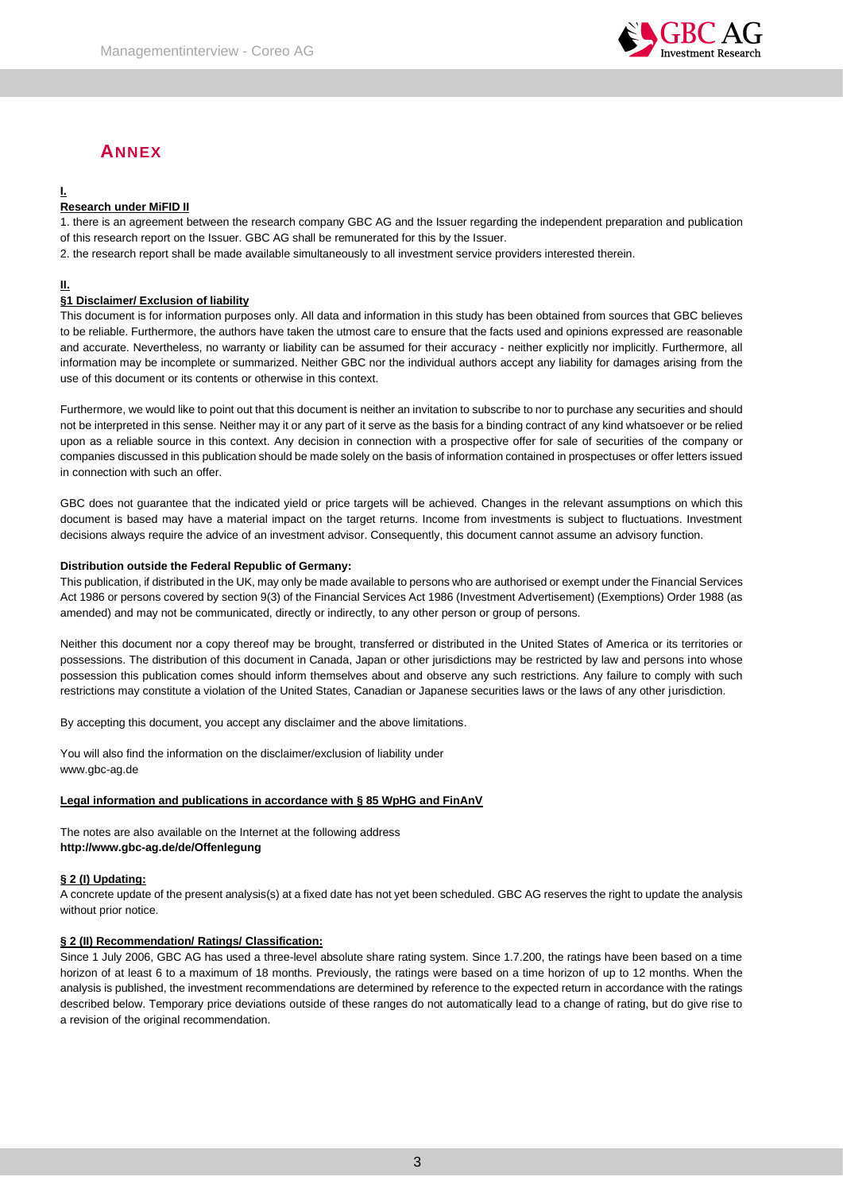## ANNEX

**I.**

**Research under MiFID II**

1. there is an agreement between the research company GBC AG and the Issuer regarding the independent preparation and publication of this research report on the Issuer. GBC AG shall be remunerated for this by the Issuer.
2. the research report shall be made available simultaneously to all investment service providers interested therein.

**II.**

**§1 Disclaimer/ Exclusion of liability**

This document is for information purposes only. All data and information in this study has been obtained from sources that GBC believes to be reliable. Furthermore, the authors have taken the utmost care to ensure that the facts used and opinions expressed are reasonable and accurate. Nevertheless, no warranty or liability can be assumed for their accuracy - neither explicitly nor implicitly. Furthermore, all information may be incomplete or summarized. Neither GBC nor the individual authors accept any liability for damages arising from the use of this document or its contents or otherwise in this context.

Furthermore, we would like to point out that this document is neither an invitation to subscribe to nor to purchase any securities and should not be interpreted in this sense. Neither may it or any part of it serve as the basis for a binding contract of any kind whatsoever or be relied upon as a reliable source in this context. Any decision in connection with a prospective offer for sale of securities of the company or companies discussed in this publication should be made solely on the basis of information contained in prospectuses or offer letters issued in connection with such an offer.

GBC does not guarantee that the indicated yield or price targets will be achieved. Changes in the relevant assumptions on which this document is based may have a material impact on the target returns. Income from investments is subject to fluctuations. Investment decisions always require the advice of an investment advisor. Consequently, this document cannot assume an advisory function.

**Distribution outside the Federal Republic of Germany:**

This publication, if distributed in the UK, may only be made available to persons who are authorised or exempt under the Financial Services Act 1986 or persons covered by section 9(3) of the Financial Services Act 1986 (Investment Advertisement) (Exemptions) Order 1988 (as amended) and may not be communicated, directly or indirectly, to any other person or group of persons.

Neither this document nor a copy thereof may be brought, transferred or distributed in the United States of America or its territories or possessions. The distribution of this document in Canada, Japan or other jurisdictions may be restricted by law and persons into whose possession this publication comes should inform themselves about and observe any such restrictions. Any failure to comply with such restrictions may constitute a violation of the United States, Canadian or Japanese securities laws or the laws of any other jurisdiction.

By accepting this document, you accept any disclaimer and the above limitations.

You will also find the information on the disclaimer/exclusion of liability under
www.gbc-ag.de

**Legal information and publications in accordance with § 85 WpHG and FinAnV**

The notes are also available on the Internet at the following address
**http://www.gbc-ag.de/de/Offenlegung**

**§ 2 (I) Updating:**

A concrete update of the present analysis(s) at a fixed date has not yet been scheduled. GBC AG reserves the right to update the analysis without prior notice.

**§ 2 (II) Recommendation/ Ratings/ Classification:**

Since 1 July 2006, GBC AG has used a three-level absolute share rating system. Since 1.7.200, the ratings have been based on a time horizon of at least 6 to a maximum of 18 months. Previously, the ratings were based on a time horizon of up to 12 months. When the analysis is published, the investment recommendations are determined by reference to the expected return in accordance with the ratings described below. Temporary price deviations outside of these ranges do not automatically lead to a change of rating, but do give rise to a revision of the original recommendation.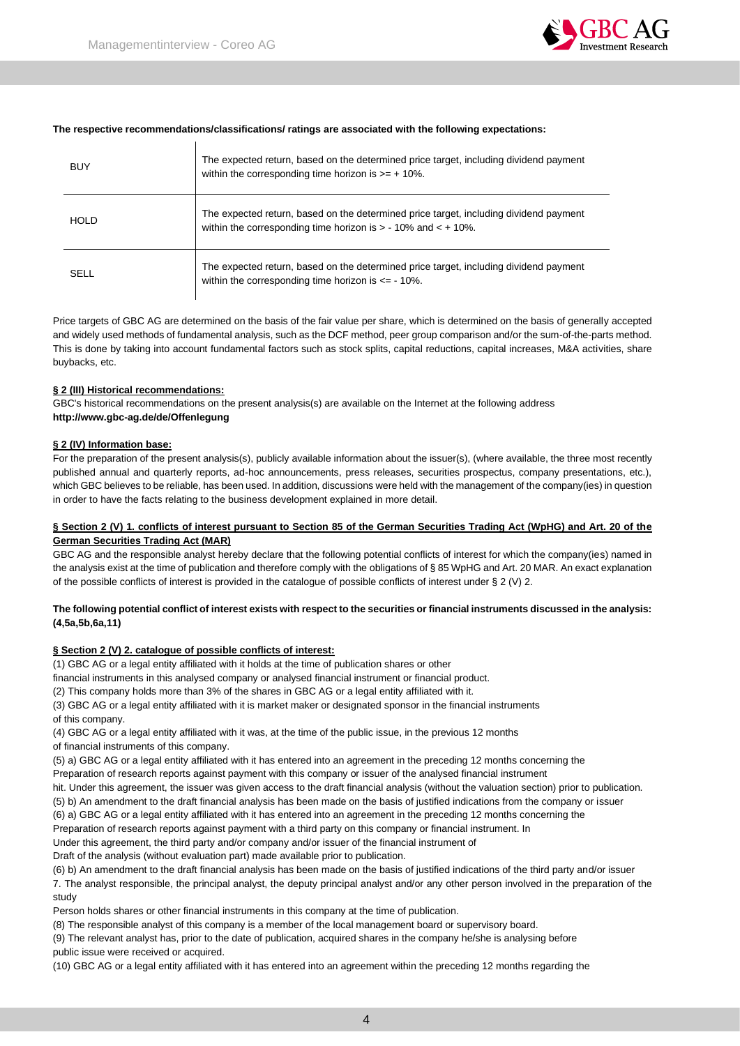**The respective recommendations/classifications/ ratings are associated with the following expectations:**

| | |
|---|---|
| BUY | The expected return, based on the determined price target, including dividend payment within the corresponding time horizon is >= + 10%. |
| HOLD | The expected return, based on the determined price target, including dividend payment within the corresponding time horizon is > - 10% and < + 10%. |
| SELL | The expected return, based on the determined price target, including dividend payment within the corresponding time horizon is <= - 10%. |

Price targets of GBC AG are determined on the basis of the fair value per share, which is determined on the basis of generally accepted and widely used methods of fundamental analysis, such as the DCF method, peer group comparison and/or the sum-of-the-parts method. This is done by taking into account fundamental factors such as stock splits, capital reductions, capital increases, M&A activities, share buybacks, etc.

**§ 2 (III) Historical recommendations:**

GBC's historical recommendations on the present analysis(s) are available on the Internet at the following address **http://www.gbc-ag.de/de/Offenlegung**

**§ 2 (IV) Information base:**

For the preparation of the present analysis(s), publicly available information about the issuer(s), (where available, the three most recently published annual and quarterly reports, ad-hoc announcements, press releases, securities prospectus, company presentations, etc.), which GBC believes to be reliable, has been used. In addition, discussions were held with the management of the company(ies) in question in order to have the facts relating to the business development explained in more detail.

**§ Section 2 (V) 1. conflicts of interest pursuant to Section 85 of the German Securities Trading Act (WpHG) and Art. 20 of the German Securities Trading Act (MAR)**

GBC AG and the responsible analyst hereby declare that the following potential conflicts of interest for which the company(ies) named in the analysis exist at the time of publication and therefore comply with the obligations of § 85 WpHG and Art. 20 MAR. An exact explanation of the possible conflicts of interest is provided in the catalogue of possible conflicts of interest under § 2 (V) 2.

**The following potential conflict of interest exists with respect to the securities or financial instruments discussed in the analysis: (4,5a,5b,6a,11)**

**§ Section 2 (V) 2. catalogue of possible conflicts of interest:**

(1) GBC AG or a legal entity affiliated with it holds at the time of publication shares or other financial instruments in this analysed company or analysed financial instrument or financial product.

(2) This company holds more than 3% of the shares in GBC AG or a legal entity affiliated with it.

(3) GBC AG or a legal entity affiliated with it is market maker or designated sponsor in the financial instruments of this company.

(4) GBC AG or a legal entity affiliated with it was, at the time of the public issue, in the previous 12 months of financial instruments of this company.

(5) a) GBC AG or a legal entity affiliated with it has entered into an agreement in the preceding 12 months concerning the Preparation of research reports against payment with this company or issuer of the analysed financial instrument hit. Under this agreement, the issuer was given access to the draft financial analysis (without the valuation section) prior to publication.

(5) b) An amendment to the draft financial analysis has been made on the basis of justified indications from the company or issuer

(6) a) GBC AG or a legal entity affiliated with it has entered into an agreement in the preceding 12 months concerning the Preparation of research reports against payment with a third party on this company or financial instrument. In Under this agreement, the third party and/or company and/or issuer of the financial instrument of Draft of the analysis (without evaluation part) made available prior to publication.

(6) b) An amendment to the draft financial analysis has been made on the basis of justified indications of the third party and/or issuer

7. The analyst responsible, the principal analyst, the deputy principal analyst and/or any other person involved in the preparation of the study Person holds shares or other financial instruments in this company at the time of publication.

(8) The responsible analyst of this company is a member of the local management board or supervisory board.

(9) The relevant analyst has, prior to the date of publication, acquired shares in the company he/she is analysing before public issue were received or acquired.

(10) GBC AG or a legal entity affiliated with it has entered into an agreement within the preceding 12 months regarding the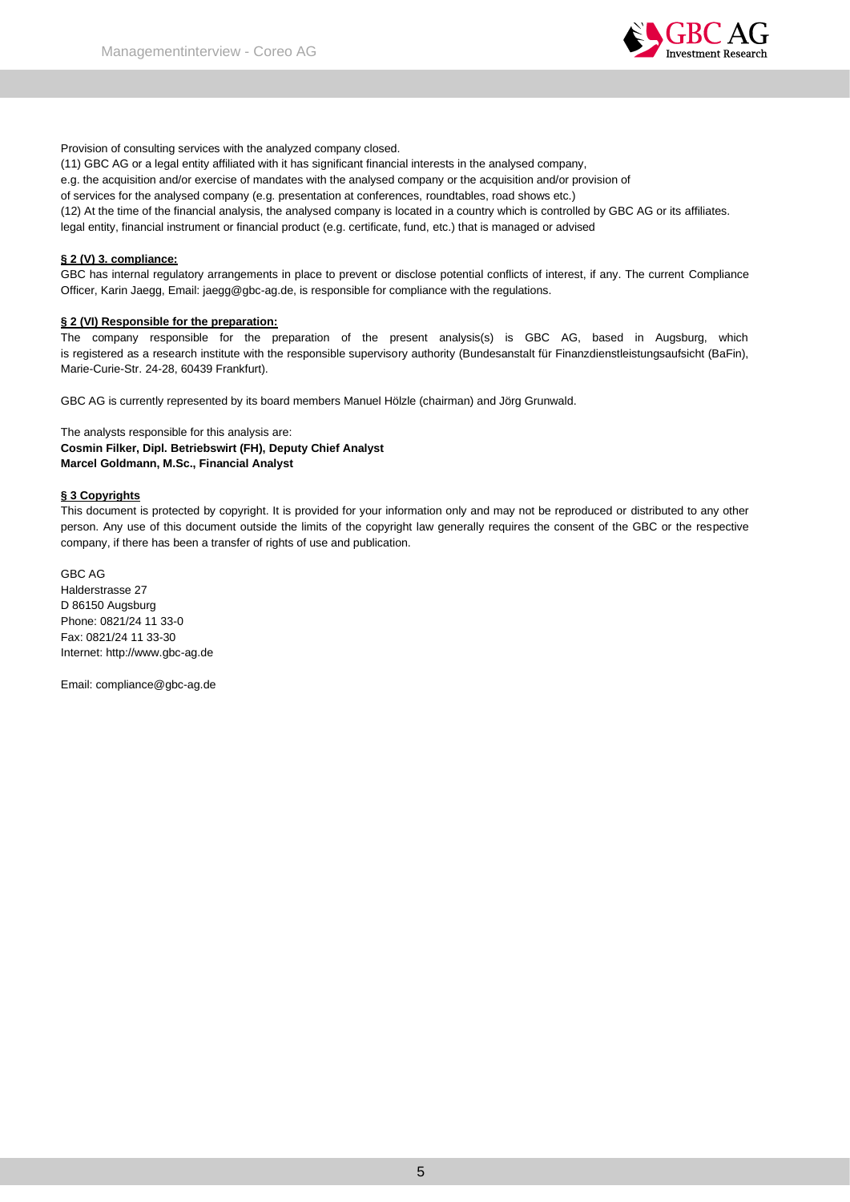Provision of consulting services with the analyzed company closed.

(11) GBC AG or a legal entity affiliated with it has significant financial interests in the analysed company,
e.g. the acquisition and/or exercise of mandates with the analysed company or the acquisition and/or provision of
of services for the analysed company (e.g. presentation at conferences, roundtables, road shows etc.)

(12) At the time of the financial analysis, the analysed company is located in a country which is controlled by GBC AG or its affiliates.
legal entity, financial instrument or financial product (e.g. certificate, fund, etc.) that is managed or advised

**§ 2 (V) 3. compliance:**

GBC has internal regulatory arrangements in place to prevent or disclose potential conflicts of interest, if any. The current Compliance Officer, Karin Jaegg, Email: jaegg@gbc-ag.de, is responsible for compliance with the regulations.

**§ 2 (VI) Responsible for the preparation:**

The company responsible for the preparation of the present analysis(s) is GBC AG, based in Augsburg, which is registered as a research institute with the responsible supervisory authority (Bundesanstalt für Finanzdienstleistungsaufsicht (BaFin), Marie-Curie-Str. 24-28, 60439 Frankfurt).

GBC AG is currently represented by its board members Manuel Hölzle (chairman) and Jörg Grunwald.

The analysts responsible for this analysis are:
**Cosmin Filker, Dipl. Betriebswirt (FH), Deputy Chief Analyst**
**Marcel Goldmann, M.Sc., Financial Analyst**

**§ 3 Copyrights**

This document is protected by copyright. It is provided for your information only and may not be reproduced or distributed to any other person. Any use of this document outside the limits of the copyright law generally requires the consent of the GBC or the respective company, if there has been a transfer of rights of use and publication.

GBC AG
Halderstrasse 27
D 86150 Augsburg
Phone: 0821/24 11 33-0
Fax: 0821/24 11 33-30
Internet: http://www.gbc-ag.de

Email: compliance@gbc-ag.de